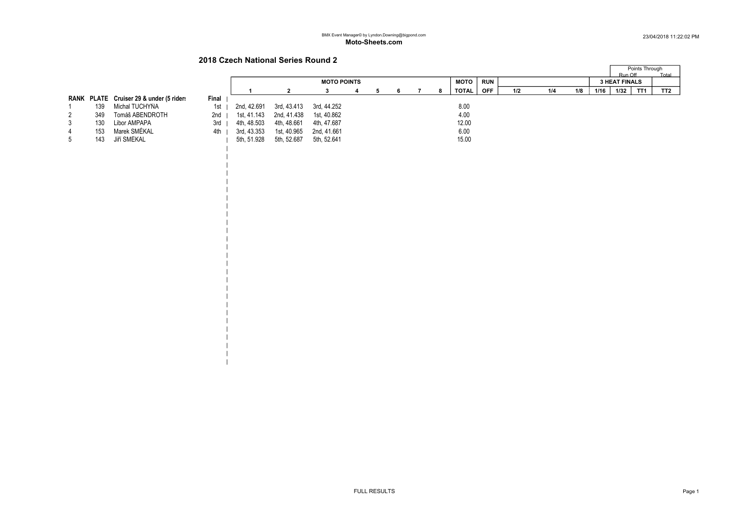## 2018 Czech National Series Round 2

| RANK | PLATE | Cruiser 29 & under (5 riders | Final | MOTO POINTS 1 | 2 | 3 | 4 | 5 | 6 | 7 | 8 | MOTO TOTAL | RUN OFF | 1/2 | 1/4 | 1/8 | 1/16 | 1/32 | TT1 | TT2 |
|---|---|---|---|---|---|---|---|---|---|---|---|---|---|---|---|---|---|---|---|---|
| 1 | 139 | Michal TUCHYŇA | 1st | 2nd, 42.691 | 3rd, 43.413 | 3rd, 44.252 | | | | | | 8.00 | | | | | | | | |
| 2 | 349 | Tomáš ABENDROTH | 2nd | 1st, 41.143 | 2nd, 41.438 | 1st, 40.862 | | | | | | 4.00 | | | | | | | | |
| 3 | 130 | Libor AMPAPA | 3rd | 4th, 48.503 | 4th, 48.661 | 4th, 47.687 | | | | | | 12.00 | | | | | | | | |
| 4 | 153 | Marek SMÉKAL | 4th | 3rd, 43.353 | 1st, 40.965 | 2nd, 41.661 | | | | | | 6.00 | | | | | | | | |
| 5 | 143 | Jiří SMEKAL | | 5th, 51.928 | 5th, 52.687 | 5th, 52.641 | | | | | | 15.00 | | | | | | | | |

FULL RESULTS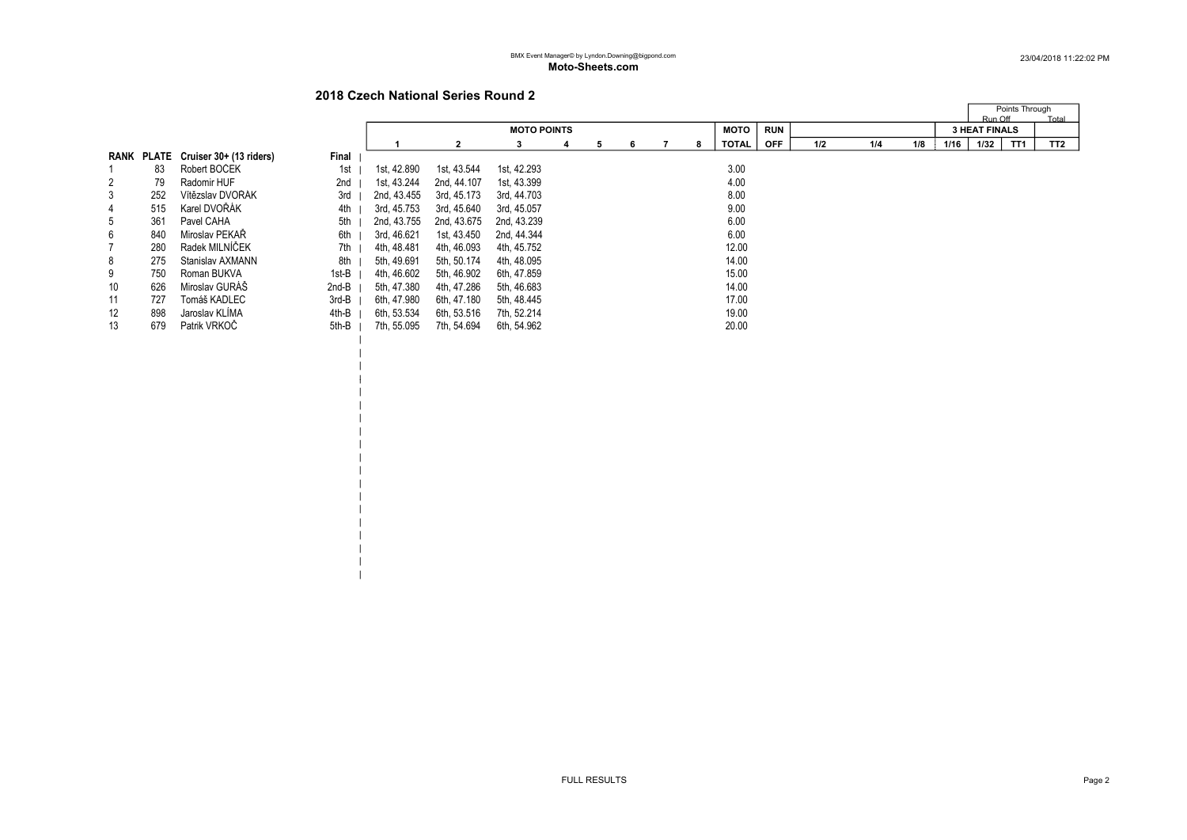BMX Event Manager© by Lyndon.Downing@bigpond.com

**Moto-Sheets.com**

23/04/2018 11:22:02 PM

## 2018 Czech National Series Round 2

| RANK | PLATE | Cruiser 30+ (13 riders) | Final | MOTO POINTS 1 | 2 | 3 | 4 | 5 | 6 | 7 | 8 | MOTO TOTAL | RUN OFF | 1/2 | 1/4 | 1/8 | 1/16 | 3 HEAT FINALS 1/32 | TT1 | TT2 |
|---|---|---|---|---|---|---|---|---|---|---|---|---|---|---|---|---|---|---|---|---|
| 1 | 83 | Robert BOČEK | 1st | 1st, 42.890 | 1st, 43.544 | 1st, 42.293 | | | | | | 3.00 | | | | | | | | |
| 2 | 79 | Radomír HUF | 2nd | 1st, 43.244 | 2nd, 44.107 | 1st, 43.399 | | | | | | 4.00 | | | | | | | | |
| 3 | 252 | Vítězslav DVOŘÁK | 3rd | 2nd, 43.455 | 3rd, 45.173 | 3rd, 44.703 | | | | | | 8.00 | | | | | | | | |
| 4 | 515 | Karel DVOŘÁK | 4th | 3rd, 45.753 | 3rd, 45.640 | 3rd, 45.057 | | | | | | 9.00 | | | | | | | | |
| 5 | 361 | Pavel CAHA | 5th | 2nd, 43.755 | 2nd, 43.675 | 2nd, 43.239 | | | | | | 6.00 | | | | | | | | |
| 6 | 840 | Miroslav PEKAŘ | 6th | 3rd, 46.621 | 1st, 43.450 | 2nd, 44.344 | | | | | | 6.00 | | | | | | | | |
| 7 | 280 | Radek MILNÍČEK | 7th | 4th, 48.481 | 4th, 46.093 | 4th, 45.752 | | | | | | 12.00 | | | | | | | | |
| 8 | 275 | Stanislav AXMANN | 8th | 5th, 49.691 | 5th, 50.174 | 4th, 48.095 | | | | | | 14.00 | | | | | | | | |
| 9 | 750 | Roman BUKVA | 1st-B | 4th, 46.602 | 5th, 46.902 | 6th, 47.859 | | | | | | 15.00 | | | | | | | | |
| 10 | 626 | Miroslav GURÁŠ | 2nd-B | 5th, 47.380 | 4th, 47.286 | 5th, 46.683 | | | | | | 14.00 | | | | | | | | |
| 11 | 727 | Tomáš KADLEC | 3rd-B | 6th, 47.980 | 6th, 47.180 | 5th, 48.445 | | | | | | 17.00 | | | | | | | | |
| 12 | 898 | Jaroslav KLÍMA | 4th-B | 6th, 53.534 | 6th, 53.516 | 7th, 52.214 | | | | | | 19.00 | | | | | | | | |
| 13 | 679 | Patrik VRKOČ | 5th-B | 7th, 55.095 | 7th, 54.694 | 6th, 54.962 | | | | | | 20.00 | | | | | | | | |

Points Through: Run Off / Total

FULL RESULTS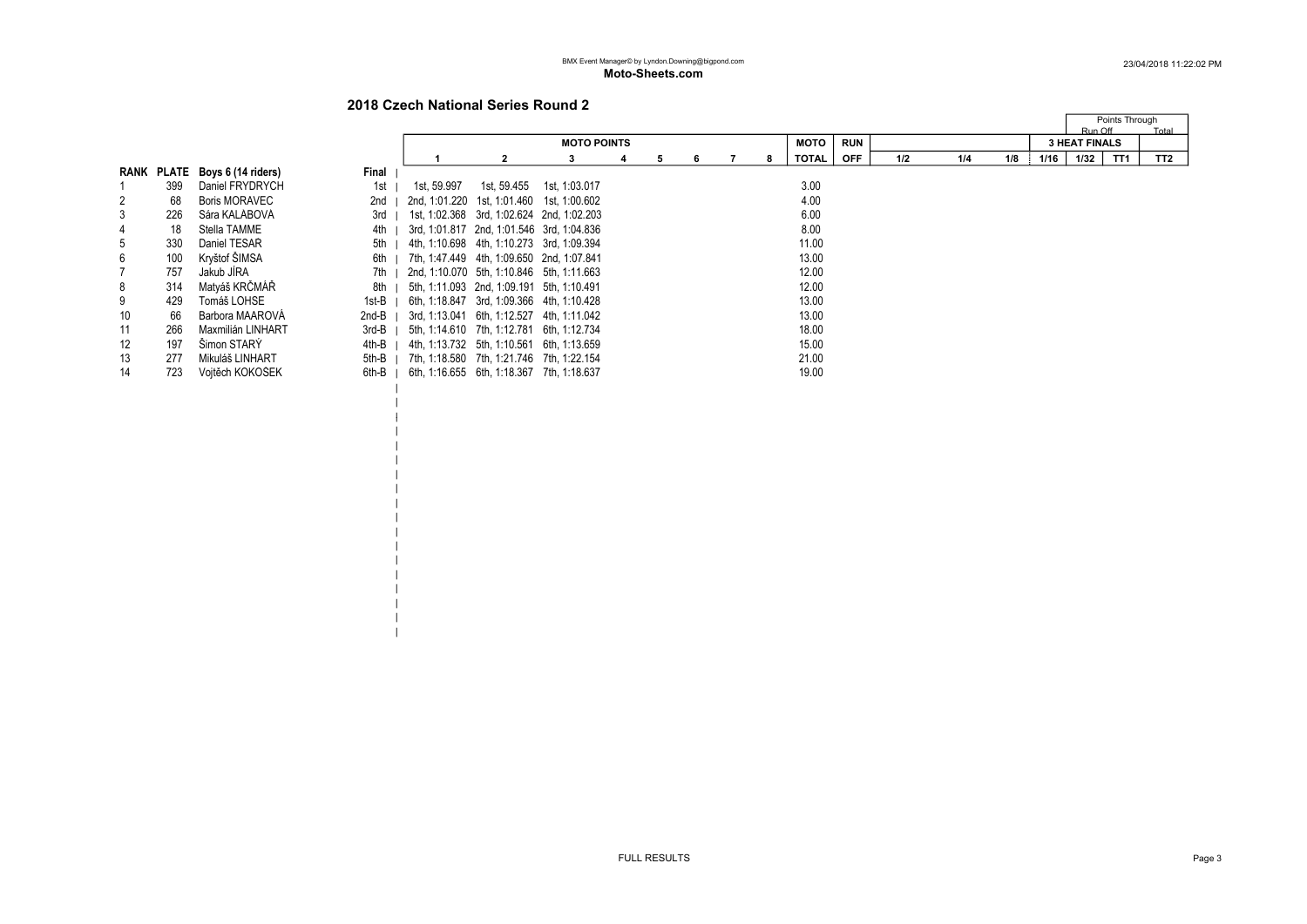BMX Event Manager© by Lyndon.Downing@bigpond.com

**Moto-Sheets.com**

23/04/2018 11:22:02 PM

## 2018 Czech National Series Round 2

| RANK | PLATE | Boys 6 (14 riders) | Final | MOTO POINTS 1 | 2 | 3 | 4 | 5 | 6 | 7 | 8 | MOTO TOTAL | RUN OFF | 1/2 | 1/4 | 1/8 | 1/16 | 3 HEAT FINALS 1/32 | TT1 | TT2 | Points Through Run Off Total |
|---|---|---|---|---|---|---|---|---|---|---|---|---|---|---|---|---|---|---|---|---|---|
| 1 | 399 | Daniel FRYDRYCH | 1st | 1st, 59.997 | 1st, 59.455 | 1st, 1:03.017 | | | | | | 3.00 | | | | | | | | | |
| 2 | 68 | Boris MORAVEC | 2nd | 2nd, 1:01.220 | 1st, 1:01.460 | 1st, 1:00.602 | | | | | | 4.00 | | | | | | | | | |
| 3 | 226 | Sára KALABOVÁ | 3rd | 1st, 1:02.368 | 3rd, 1:02.624 | 2nd, 1:02.203 | | | | | | 6.00 | | | | | | | | | |
| 4 | 18 | Stella TAMME | 4th | 3rd, 1:01.817 | 2nd, 1:01.546 | 3rd, 1:04.836 | | | | | | 8.00 | | | | | | | | | |
| 5 | 330 | Daniel TESAR | 5th | 4th, 1:10.698 | 4th, 1:10.273 | 3rd, 1:09.394 | | | | | | 11.00 | | | | | | | | | |
| 6 | 100 | Kryštof ŠIMSA | 6th | 7th, 1:47.449 | 4th, 1:09.650 | 2nd, 1:07.841 | | | | | | 13.00 | | | | | | | | | |
| 7 | 757 | Jakub JÍRA | 7th | 2nd, 1:10.070 | 5th, 1:10.846 | 5th, 1:11.663 | | | | | | 12.00 | | | | | | | | | |
| 8 | 314 | Matyáš KRČMÁŘ | 8th | 5th, 1:11.093 | 2nd, 1:09.191 | 5th, 1:10.491 | | | | | | 12.00 | | | | | | | | | |
| 9 | 429 | Tomáš LOHSE | 1st-B | 6th, 1:18.847 | 3rd, 1:09.366 | 4th, 1:10.428 | | | | | | 13.00 | | | | | | | | | |
| 10 | 66 | Barbora MAAROVÁ | 2nd-B | 3rd, 1:13.041 | 6th, 1:12.527 | 4th, 1:11.042 | | | | | | 13.00 | | | | | | | | | |
| 11 | 266 | Maxmilián LINHART | 3rd-B | 5th, 1:14.610 | 7th, 1:12.781 | 6th, 1:12.734 | | | | | | 18.00 | | | | | | | | | |
| 12 | 197 | Šimon STARÝ | 4th-B | 4th, 1:13.732 | 5th, 1:10.561 | 6th, 1:13.659 | | | | | | 15.00 | | | | | | | | | |
| 13 | 277 | Mikuláš LINHART | 5th-B | 7th, 1:18.580 | 7th, 1:21.746 | 7th, 1:22.154 | | | | | | 21.00 | | | | | | | | | |
| 14 | 723 | Vojtěch KOKOŠEK | 6th-B | 6th, 1:16.655 | 6th, 1:18.367 | 7th, 1:18.637 | | | | | | 19.00 | | | | | | | | | |

FULL RESULTS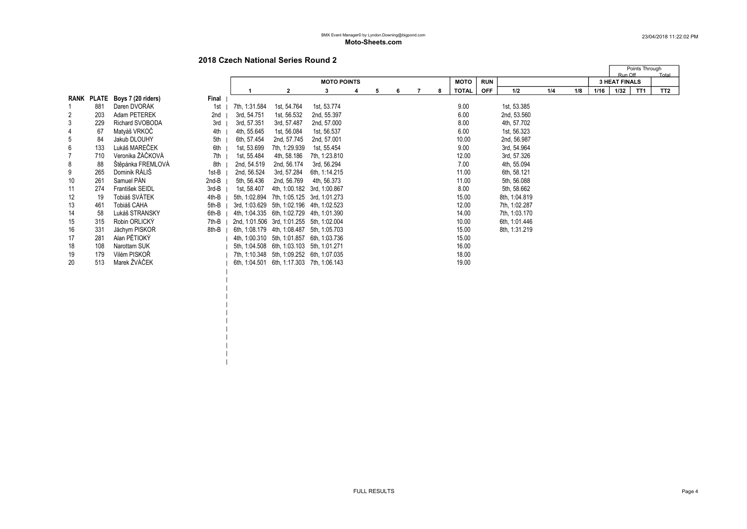## 2018 Czech National Series Round 2

| RANK | PLATE | Boys 7 (20 riders) | Final | MOTO POINTS 1 | 2 | 3 | 4 | 5 | 6 | 7 | 8 | MOTO TOTAL | RUN OFF | 1/2 | 1/4 | 1/8 | 1/16 | 1/32 | TT1 | TT2 |
|---|---|---|---|---|---|---|---|---|---|---|---|---|---|---|---|---|---|---|---|---|
| 1 | 881 | Daren DVORÁK | 1st | 7th, 1:31.584 | 1st, 54.764 | 1st, 53.774 | | | | | | 9.00 | | 1st, 53.385 | | | | | | |
| 2 | 203 | Adam PETEREK | 2nd | 3rd, 54.751 | 1st, 56.532 | 2nd, 55.397 | | | | | | 6.00 | | 2nd, 53.560 | | | | | | |
| 3 | 229 | Richard SVOBODA | 3rd | 3rd, 57.351 | 3rd, 57.487 | 2nd, 57.000 | | | | | | 8.00 | | 4th, 57.702 | | | | | | |
| 4 | 67 | Matyáš VRKOČ | 4th | 4th, 55.645 | 1st, 56.084 | 1st, 56.537 | | | | | | 6.00 | | 1st, 56.323 | | | | | | |
| 5 | 84 | Jakub DLOUHY | 5th | 6th, 57.454 | 2nd, 57.745 | 2nd, 57.001 | | | | | | 10.00 | | 2nd, 56.987 | | | | | | |
| 6 | 133 | Lukáš MAREČEK | 6th | 1st, 53.699 | 7th, 1:29.939 | 1st, 55.454 | | | | | | 9.00 | | 3rd, 54.964 | | | | | | |
| 7 | 710 | Veronika ŽÁČKOVÁ | 7th | 1st, 55.484 | 4th, 58.186 | 7th, 1:23.810 | | | | | | 12.00 | | 3rd, 57.326 | | | | | | |
| 8 | 88 | Štěpánka FREMLOVÁ | 8th | 2nd, 54.519 | 2nd, 56.174 | 3rd, 56.294 | | | | | | 7.00 | | 4th, 55.094 | | | | | | |
| 9 | 265 | Dominik RÁLIŠ | 1st-B | 2nd, 56.524 | 3rd, 57.284 | 6th, 1:14.215 | | | | | | 11.00 | | 6th, 58.121 | | | | | | |
| 10 | 261 | Samuel PÀN | 2nd-B | 5th, 56.436 | 2nd, 56.769 | 4th, 56.373 | | | | | | 11.00 | | 5th, 56.088 | | | | | | |
| 11 | 274 | František SEIDL | 3rd-B | 1st, 58.407 | 4th, 1:00.182 | 3rd, 1:00.867 | | | | | | 8.00 | | 5th, 58.662 | | | | | | |
| 12 | 19 | Tobiáš SVÁTEK | 4th-B | 5th, 1:02.894 | 7th, 1:05.125 | 3rd, 1:01.273 | | | | | | 15.00 | | 8th, 1:04.819 | | | | | | |
| 13 | 461 | Tobiáš CAHA | 5th-B | 3rd, 1:03.629 | 5th, 1:02.196 | 4th, 1:02.523 | | | | | | 12.00 | | 7th, 1:02.287 | | | | | | |
| 14 | 58 | Lukáš STRÁNSKY | 6th-B | 4th, 1:04.335 | 6th, 1:02.729 | 4th, 1:01.390 | | | | | | 14.00 | | 7th, 1:03.170 | | | | | | |
| 15 | 315 | Robin ORLICKÝ | 7th-B | 2nd, 1:01.506 | 3rd, 1:01.255 | 5th, 1:02.004 | | | | | | 10.00 | | 6th, 1:01.446 | | | | | | |
| 16 | 331 | Jáchym PISKOR | 8th-B | 6th, 1:08.179 | 4th, 1:08.487 | 5th, 1:05.703 | | | | | | 15.00 | | 8th, 1:31.219 | | | | | | |
| 17 | 281 | Alan PĚTIOKÝ | | 4th, 1:00.310 | 5th, 1:01.857 | 6th, 1:03.736 | | | | | | 15.00 | | | | | | | | |
| 18 | 108 | Narottam SUK | | 5th, 1:04.508 | 6th, 1:03.103 | 5th, 1:01.271 | | | | | | 16.00 | | | | | | | | |
| 19 | 179 | Vilém PISKOŘ | | 7th, 1:10.348 | 5th, 1:09.252 | 6th, 1:07.035 | | | | | | 18.00 | | | | | | | | |
| 20 | 513 | Marek ŽVÁČEK | | 6th, 1:04.501 | 6th, 1:17.303 | 7th, 1:06.143 | | | | | | 19.00 | | | | | | | | |

3 HEAT FINALS — Points Through: Run Off (TT1), Total (TT2)

FULL RESULTS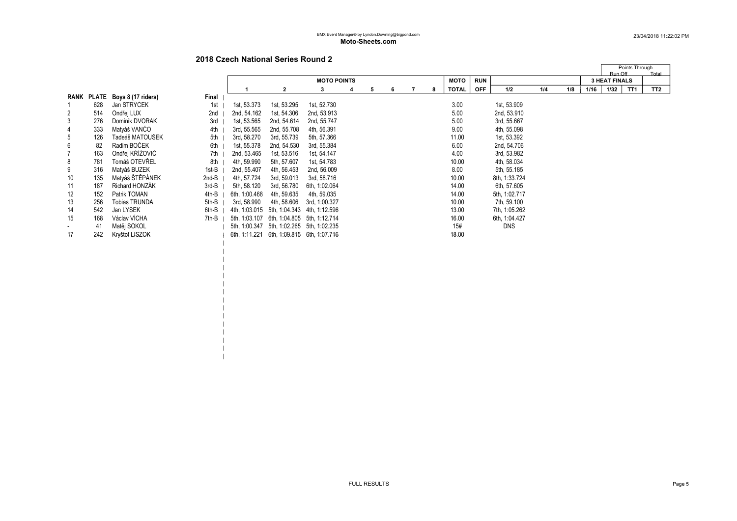## 2018 Czech National Series Round 2

| RANK | PLATE | Boys 8 (17 riders) | Final | MOTO POINTS 1 | 2 | 3 | 4 | 5 | 6 | 7 | 8 | MOTO TOTAL | RUN OFF | 1/2 | 1/4 | 1/8 | 1/16 | 3 HEAT FINALS 1/32 | TT1 | TT2 |
|---|---|---|---|---|---|---|---|---|---|---|---|---|---|---|---|---|---|---|---|---|
| 1 | 628 | Jan STRYCEK | 1st | 1st, 53.373 | 1st, 53.295 | 1st, 52.730 | | | | | | 3.00 | | 1st, 53.909 | | | | | | |
| 2 | 514 | Ondřej LUX | 2nd | 2nd, 54.162 | 1st, 54.306 | 2nd, 53.913 | | | | | | 5.00 | | 2nd, 53.910 | | | | | | |
| 3 | 276 | Dominik DVORAK | 3rd | 1st, 53.565 | 2nd, 54.614 | 2nd, 55.747 | | | | | | 5.00 | | 3rd, 55.667 | | | | | | |
| 4 | 333 | Matyáš VANČO | 4th | 3rd, 55.565 | 2nd, 55.708 | 4th, 56.391 | | | | | | 9.00 | | 4th, 55.098 | | | | | | |
| 5 | 126 | Tadeáš MATOUSEK | 5th | 3rd, 58.270 | 3rd, 55.739 | 5th, 57.366 | | | | | | 11.00 | | 1st, 53.392 | | | | | | |
| 6 | 82 | Radim BOČEK | 6th | 1st, 55.378 | 2nd, 54.530 | 3rd, 55.384 | | | | | | 6.00 | | 2nd, 54.706 | | | | | | |
| 7 | 163 | Ondřej KŘÍŽOVIČ | 7th | 2nd, 53.465 | 1st, 53.516 | 1st, 54.147 | | | | | | 4.00 | | 3rd, 53.982 | | | | | | |
| 8 | 781 | Tomáš OTEVŘEL | 8th | 4th, 59.990 | 5th, 57.607 | 1st, 54.783 | | | | | | 10.00 | | 4th, 58.034 | | | | | | |
| 9 | 316 | Matyáš BUZEK | 1st-B | 2nd, 55.407 | 4th, 56.453 | 2nd, 56.009 | | | | | | 8.00 | | 5th, 55.185 | | | | | | |
| 10 | 135 | Matyáš ŠTĚPÁNEK | 2nd-B | 4th, 57.724 | 3rd, 59.013 | 3rd, 58.716 | | | | | | 10.00 | | 8th, 1:33.724 | | | | | | |
| 11 | 187 | Richard HONZÁK | 3rd-B | 5th, 58.120 | 3rd, 56.780 | 6th, 1:02.064 | | | | | | 14.00 | | 6th, 57.605 | | | | | | |
| 12 | 152 | Patrik TOMAN | 4th-B | 6th, 1:00.468 | 4th, 59.635 | 4th, 59.035 | | | | | | 14.00 | | 5th, 1:02.717 | | | | | | |
| 13 | 256 | Tobias TRUNDA | 5th-B | 3rd, 58.990 | 4th, 58.606 | 3rd, 1:00.327 | | | | | | 10.00 | | 7th, 59.100 | | | | | | |
| 14 | 542 | Jan LYSEK | 6th-B | 4th, 1:03.015 | 5th, 1:04.343 | 4th, 1:12.596 | | | | | | 13.00 | | 7th, 1:05.262 | | | | | | |
| 15 | 168 | Václav VÍCHA | 7th-B | 5th, 1:03.107 | 6th, 1:04.805 | 5th, 1:12.714 | | | | | | 16.00 | | 6th, 1:04.427 | | | | | | |
| - | 41 | Matěj SOKOL | | 5th, 1:00.347 | 5th, 1:02.265 | 5th, 1:02.235 | | | | | | 15# | | DNS | | | | | | |
| 17 | 242 | Kryštof LISZOK | | 6th, 1:11.221 | 6th, 1:09.815 | 6th, 1:07.716 | | | | | | 18.00 | | | | | | | | |

Points Through: Run Off / Total

FULL RESULTS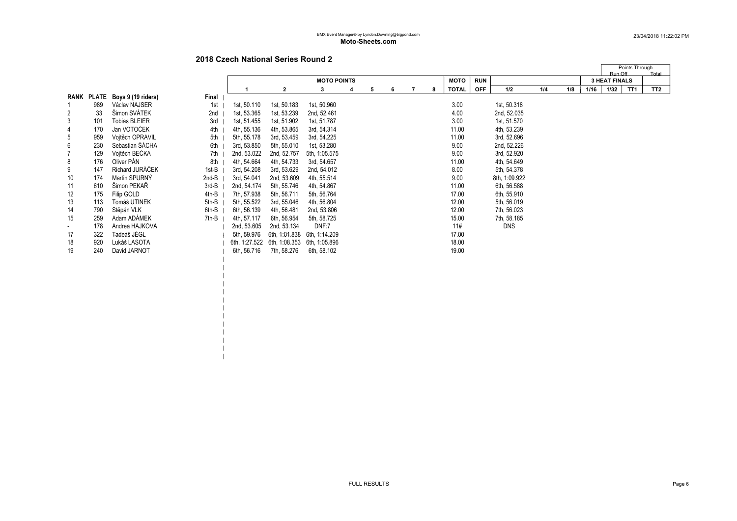BMX Event Manager© by Lyndon.Downing@bigpond.com

**Moto-Sheets.com**

23/04/2018 11:22:02 PM

## 2018 Czech National Series Round 2

| RANK | PLATE | Boys 9 (19 riders) | Final | MOTO POINTS 1 | 2 | 3 | 4 | 5 | 6 | 7 | 8 | MOTO TOTAL | RUN OFF | 1/2 | 1/4 | 1/8 | 1/16 | 3 HEAT FINALS 1/32 | Points Through Run Off TT1 | Total TT2 |
|---|---|---|---|---|---|---|---|---|---|---|---|---|---|---|---|---|---|---|---|---|
| 1 | 989 | Václav NAJSER | 1st | 1st, 50.110 | 1st, 50.183 | 1st, 50.960 | | | | | | 3.00 | | 1st, 50.318 | | | | | | |
| 2 | 33 | Šimon SVÁTEK | 2nd | 1st, 53.365 | 1st, 53.239 | 2nd, 52.461 | | | | | | 4.00 | | 2nd, 52.035 | | | | | | |
| 3 | 101 | Tobias BLEIER | 3rd | 1st, 51.455 | 1st, 51.902 | 1st, 51.787 | | | | | | 3.00 | | 1st, 51.570 | | | | | | |
| 4 | 170 | Jan VOTOČEK | 4th | 4th, 55.136 | 4th, 53.865 | 3rd, 54.314 | | | | | | 11.00 | | 4th, 53.239 | | | | | | |
| 5 | 959 | Vojtěch OPRAVIL | 5th | 5th, 55.178 | 3rd, 53.459 | 3rd, 54.225 | | | | | | 11.00 | | 3rd, 52.696 | | | | | | |
| 6 | 230 | Sebastian ŠÁCHA | 6th | 3rd, 53.850 | 5th, 55.010 | 1st, 53.280 | | | | | | 9.00 | | 2nd, 52.226 | | | | | | |
| 7 | 129 | Vojtěch BEČKA | 7th | 2nd, 53.022 | 2nd, 52.757 | 5th, 1:05.575 | | | | | | 9.00 | | 3rd, 52.920 | | | | | | |
| 8 | 176 | Oliver PÁN | 8th | 4th, 54.664 | 4th, 54.733 | 3rd, 54.657 | | | | | | 11.00 | | 4th, 54.649 | | | | | | |
| 9 | 147 | Richard JURÁČEK | 1st-B | 3rd, 54.208 | 3rd, 53.629 | 2nd, 54.012 | | | | | | 8.00 | | 5th, 54.378 | | | | | | |
| 10 | 174 | Martin SPURNÝ | 2nd-B | 3rd, 54.041 | 2nd, 53.609 | 4th, 55.514 | | | | | | 9.00 | | 8th, 1:09.922 | | | | | | |
| 11 | 610 | Šimon PEKAŘ | 3rd-B | 2nd, 54.174 | 5th, 55.746 | 4th, 54.867 | | | | | | 11.00 | | 6th, 56.588 | | | | | | |
| 12 | 175 | Filip GOLD | 4th-B | 7th, 57.938 | 5th, 56.711 | 5th, 56.764 | | | | | | 17.00 | | 6th, 55.910 | | | | | | |
| 13 | 113 | Tomáš UTINEK | 5th-B | 5th, 55.522 | 3rd, 55.046 | 4th, 56.804 | | | | | | 12.00 | | 5th, 56.019 | | | | | | |
| 14 | 790 | Stěpán VLK | 6th-B | 6th, 56.139 | 4th, 56.481 | 2nd, 53.806 | | | | | | 12.00 | | 7th, 56.023 | | | | | | |
| 15 | 259 | Adam ADÁMEK | 7th-B | 4th, 57.117 | 6th, 56.954 | 5th, 58.725 | | | | | | 15.00 | | 7th, 58.185 | | | | | | |
| - | 178 | Andrea HÁJKOVÁ | | 2nd, 53.605 | 2nd, 53.134 | DNF:7 | | | | | | 11# | | DNS | | | | | | |
| 17 | 322 | Tadeáš JÉGL | | 5th, 59.976 | 6th, 1:01.838 | 6th, 1:14.209 | | | | | | 17.00 | | | | | | | | |
| 18 | 920 | Lukáš LASOTA | | 6th, 1:27.522 | 6th, 1:08.353 | 6th, 1:05.896 | | | | | | 18.00 | | | | | | | | |
| 19 | 240 | David JARNOT | | 6th, 56.716 | 7th, 58.276 | 6th, 58.102 | | | | | | 19.00 | | | | | | | | |

FULL RESULTS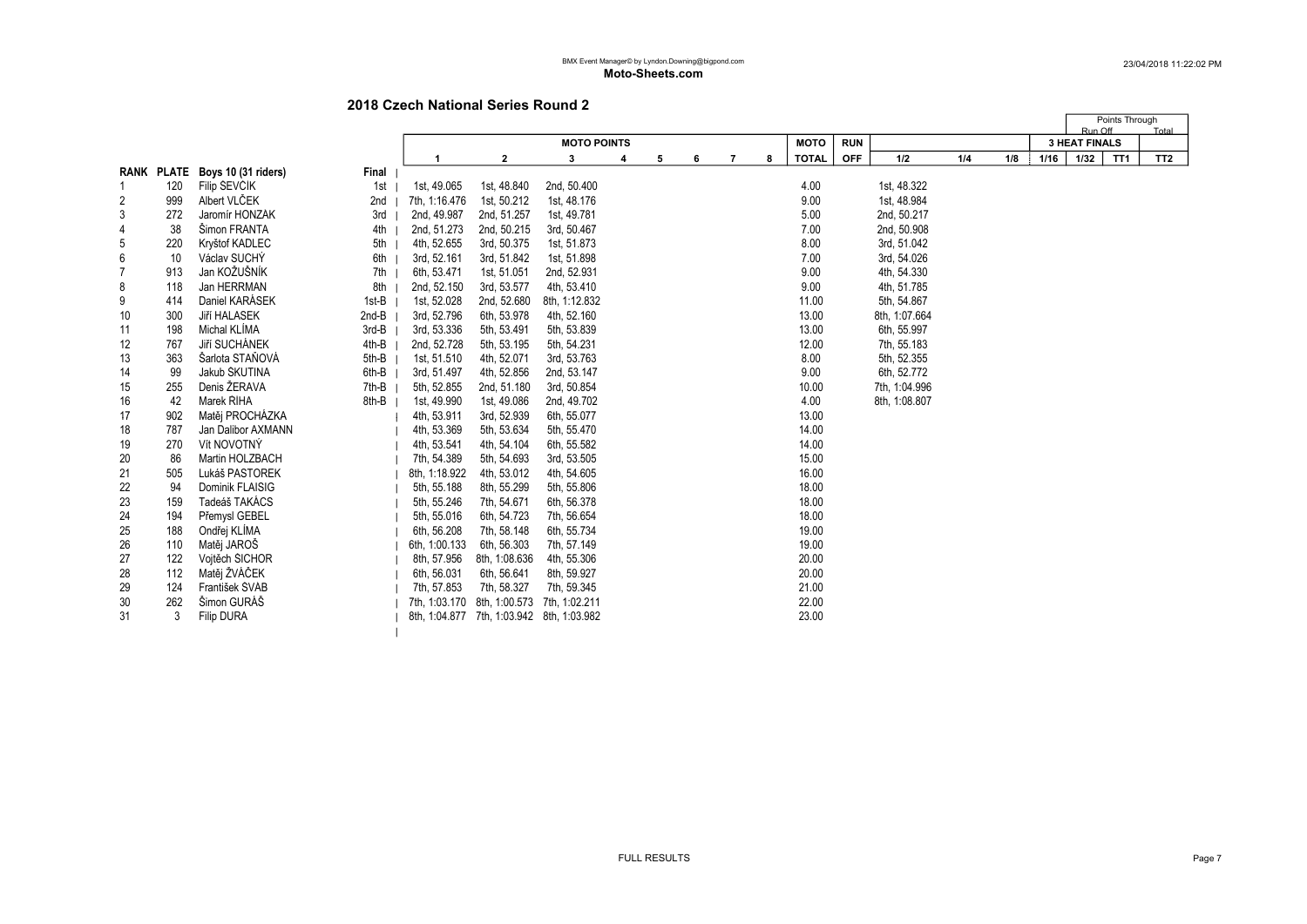**Moto-Sheets.com**

## 2018 Czech National Series Round 2

| RANK | PLATE | Boys 10 (31 riders) | Final | MOTO POINTS 1 | 2 | 3 | 4 | 5 | 6 | 7 | 8 | MOTO TOTAL | RUN OFF | 1/2 | 1/4 | 1/8 | 1/16 | 1/32 | TT1 | TT2 |
|---|---|---|---|---|---|---|---|---|---|---|---|---|---|---|---|---|---|---|---|---|
| 1 | 120 | Filip SEVCIK | 1st | 1st, 49.065 | 1st, 48.840 | 2nd, 50.400 | | | | | | 4.00 | | 1st, 48.322 | | | | | | |
| 2 | 999 | Albert VLČEK | 2nd | 7th, 1:16.476 | 1st, 50.212 | 1st, 48.176 | | | | | | 9.00 | | 1st, 48.984 | | | | | | |
| 3 | 272 | Jaromír HONZAK | 3rd | 2nd, 49.987 | 2nd, 51.257 | 1st, 49.781 | | | | | | 5.00 | | 2nd, 50.217 | | | | | | |
| 4 | 38 | Šimon FRANTA | 4th | 2nd, 51.273 | 2nd, 50.215 | 3rd, 50.467 | | | | | | 7.00 | | 2nd, 50.908 | | | | | | |
| 5 | 220 | Kryštof KADLEC | 5th | 4th, 52.655 | 3rd, 50.375 | 1st, 51.873 | | | | | | 8.00 | | 3rd, 51.042 | | | | | | |
| 6 | 10 | Václav SUCHÝ | 6th | 3rd, 52.161 | 3rd, 51.842 | 1st, 51.898 | | | | | | 7.00 | | 3rd, 54.026 | | | | | | |
| 7 | 913 | Jan KOŽUŠNÍK | 7th | 6th, 53.471 | 1st, 51.051 | 2nd, 52.931 | | | | | | 9.00 | | 4th, 54.330 | | | | | | |
| 8 | 118 | Jan HERRMAN | 8th | 2nd, 52.150 | 3rd, 53.577 | 4th, 53.410 | | | | | | 9.00 | | 4th, 51.785 | | | | | | |
| 9 | 414 | Daniel KARÁSEK | 1st-B | 1st, 52.028 | 2nd, 52.680 | 8th, 1:12.832 | | | | | | 11.00 | | 5th, 54.867 | | | | | | |
| 10 | 300 | Jiří HALASEK | 2nd-B | 3rd, 52.796 | 6th, 53.978 | 4th, 52.160 | | | | | | 13.00 | | 8th, 1:07.664 | | | | | | |
| 11 | 198 | Michal KLÍMA | 3rd-B | 3rd, 53.336 | 5th, 53.491 | 5th, 53.839 | | | | | | 13.00 | | 6th, 55.997 | | | | | | |
| 12 | 767 | Jiří SUCHÁNEK | 4th-B | 2nd, 52.728 | 5th, 53.195 | 5th, 54.231 | | | | | | 12.00 | | 7th, 55.183 | | | | | | |
| 13 | 363 | Šarlota STAŇOVÁ | 5th-B | 1st, 51.510 | 4th, 52.071 | 3rd, 53.763 | | | | | | 8.00 | | 5th, 52.355 | | | | | | |
| 14 | 99 | Jakub SKUTINA | 6th-B | 3rd, 51.497 | 4th, 52.856 | 2nd, 53.147 | | | | | | 9.00 | | 6th, 52.772 | | | | | | |
| 15 | 255 | Denis ŽERAVA | 7th-B | 5th, 52.855 | 2nd, 51.180 | 3rd, 50.854 | | | | | | 10.00 | | 7th, 1:04.996 | | | | | | |
| 16 | 42 | Marek ŘÍHA | 8th-B | 1st, 49.990 | 1st, 49.086 | 2nd, 49.702 | | | | | | 4.00 | | 8th, 1:08.807 | | | | | | |
| 17 | 902 | Matěj PROCHÁZKA | | 4th, 53.911 | 3rd, 52.939 | 6th, 55.077 | | | | | | 13.00 | | | | | | | | |
| 18 | 787 | Jan Dalibor AXMANN | | 4th, 53.369 | 5th, 53.634 | 5th, 55.470 | | | | | | 14.00 | | | | | | | | |
| 19 | 270 | Vít NOVOTNÝ | | 4th, 53.541 | 4th, 54.104 | 6th, 55.582 | | | | | | 14.00 | | | | | | | | |
| 20 | 86 | Martin HOLZBACH | | 7th, 54.389 | 5th, 54.693 | 3rd, 53.505 | | | | | | 15.00 | | | | | | | | |
| 21 | 505 | Lukáš PASTOREK | | 8th, 1:18.922 | 4th, 53.012 | 4th, 54.605 | | | | | | 16.00 | | | | | | | | |
| 22 | 94 | Dominik FLAISIG | | 5th, 55.188 | 8th, 55.299 | 5th, 55.806 | | | | | | 18.00 | | | | | | | | |
| 23 | 159 | Tadeáš TAKÁCS | | 5th, 55.246 | 7th, 54.671 | 6th, 56.378 | | | | | | 18.00 | | | | | | | | |
| 24 | 194 | Přemysl GEBEL | | 5th, 55.016 | 6th, 54.723 | 7th, 56.654 | | | | | | 18.00 | | | | | | | | |
| 25 | 188 | Ondřej KLÍMA | | 6th, 56.208 | 7th, 58.148 | 6th, 55.734 | | | | | | 19.00 | | | | | | | | |
| 26 | 110 | Matěj JAROŠ | | 6th, 1:00.133 | 6th, 56.303 | 7th, 57.149 | | | | | | 19.00 | | | | | | | | |
| 27 | 122 | Vojtěch SICHOR | | 8th, 57.956 | 8th, 1:08.636 | 4th, 55.306 | | | | | | 20.00 | | | | | | | | |
| 28 | 112 | Matěj ŽVÁČEK | | 6th, 56.031 | 6th, 56.641 | 8th, 59.927 | | | | | | 20.00 | | | | | | | | |
| 29 | 124 | František SVÁB | | 7th, 57.853 | 7th, 58.327 | 7th, 59.345 | | | | | | 21.00 | | | | | | | | |
| 30 | 262 | Šimon GURÁŠ | | 7th, 1:03.170 | 8th, 1:00.573 | 7th, 1:02.211 | | | | | | 22.00 | | | | | | | | |
| 31 | 3 | Filip DURA | | 8th, 1:04.877 | 7th, 1:03.942 | 8th, 1:03.982 | | | | | | 23.00 | | | | | | | | |

FULL RESULTS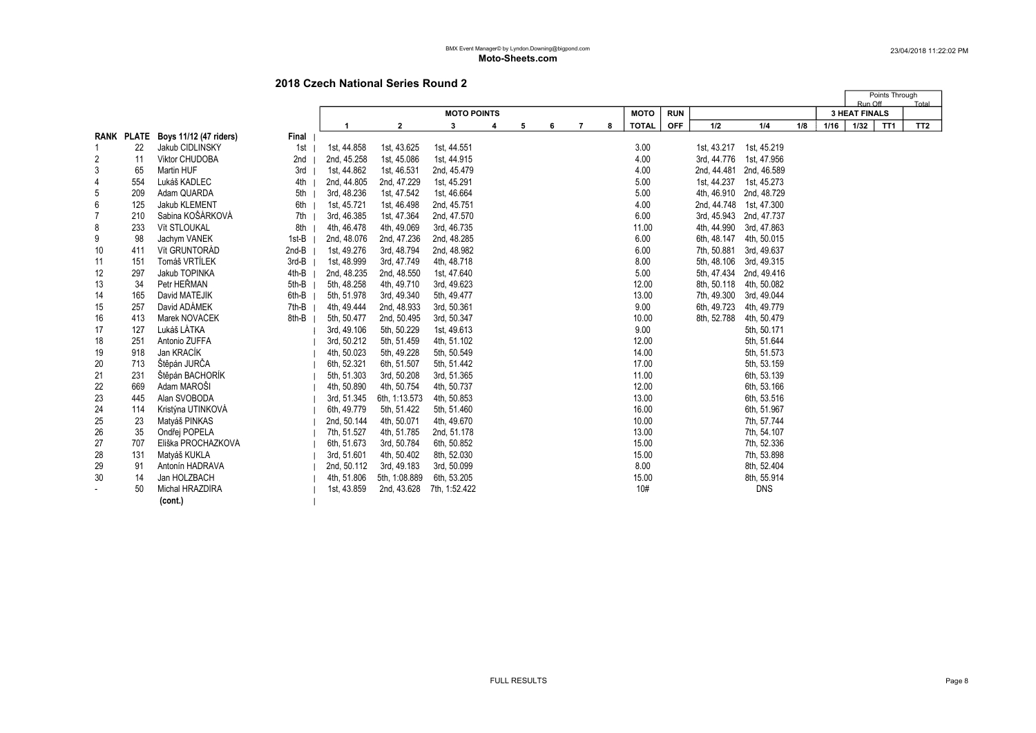BMX Event Manager© by Lyndon.Downing@bigpond.com

**Moto-Sheets.com**

23/04/2018 11:22:02 PM

## 2018 Czech National Series Round 2

| RANK | PLATE | Boys 11/12 (47 riders) | Final | MOTO POINTS 1 | 2 | 3 | 4 | 5 | 6 | 7 | 8 | MOTO TOTAL | RUN OFF | 1/2 | 1/4 | 1/8 | 1/16 | 3 HEAT FINALS 1/32 | Points Through Run Off TT1 | Total TT2 |
|---|---|---|---|---|---|---|---|---|---|---|---|---|---|---|---|---|---|---|---|---|
| 1 | 22 | Jakub CIDLINSKÝ | 1st | 1st, 44.858 | 1st, 43.625 | 1st, 44.551 | | | | | | 3.00 | | 1st, 43.217 | 1st, 45.219 | | | | | |
| 2 | 11 | Viktor CHUDOBA | 2nd | 2nd, 45.258 | 1st, 45.086 | 1st, 44.915 | | | | | | 4.00 | | 3rd, 44.776 | 1st, 47.956 | | | | | |
| 3 | 65 | Martin HUF | 3rd | 1st, 44.862 | 1st, 46.531 | 2nd, 45.479 | | | | | | 4.00 | | 2nd, 44.481 | 2nd, 46.589 | | | | | |
| 4 | 554 | Lukáš KADLEC | 4th | 2nd, 44.805 | 2nd, 47.229 | 1st, 45.291 | | | | | | 5.00 | | 1st, 44.237 | 1st, 45.273 | | | | | |
| 5 | 209 | Adam QUARDA | 5th | 3rd, 48.236 | 1st, 47.542 | 1st, 46.664 | | | | | | 5.00 | | 4th, 46.910 | 2nd, 48.729 | | | | | |
| 6 | 125 | Jakub KLEMENT | 6th | 1st, 45.721 | 1st, 46.498 | 2nd, 45.751 | | | | | | 4.00 | | 2nd, 44.748 | 1st, 47.300 | | | | | |
| 7 | 210 | Sabina KOŠÁRKOVÁ | 7th | 3rd, 46.385 | 1st, 47.364 | 2nd, 47.570 | | | | | | 6.00 | | 3rd, 45.943 | 2nd, 47.737 | | | | | |
| 8 | 233 | Vít STLOUKAL | 8th | 4th, 46.478 | 4th, 49.069 | 3rd, 46.735 | | | | | | 11.00 | | 4th, 44.990 | 3rd, 47.863 | | | | | |
| 9 | 98 | Jachym VANEK | 1st-B | 2nd, 48.076 | 2nd, 47.236 | 2nd, 48.285 | | | | | | 6.00 | | 6th, 48.147 | 4th, 50.015 | | | | | |
| 10 | 411 | Vít GRUNTORÁD | 2nd-B | 1st, 49.276 | 3rd, 48.794 | 2nd, 48.982 | | | | | | 6.00 | | 7th, 50.881 | 3rd, 49.637 | | | | | |
| 11 | 151 | Tomáš VRTÍLEK | 3rd-B | 1st, 48.999 | 3rd, 47.749 | 4th, 48.718 | | | | | | 8.00 | | 5th, 48.106 | 3rd, 49.315 | | | | | |
| 12 | 297 | Jakub TOPINKA | 4th-B | 2nd, 48.235 | 2nd, 48.550 | 1st, 47.640 | | | | | | 5.00 | | 5th, 47.434 | 2nd, 49.416 | | | | | |
| 13 | 34 | Petr HEŘMAN | 5th-B | 5th, 48.258 | 4th, 49.710 | 3rd, 49.623 | | | | | | 12.00 | | 8th, 50.118 | 4th, 50.082 | | | | | |
| 14 | 165 | David MATĚJÍK | 6th-B | 5th, 51.978 | 3rd, 49.340 | 5th, 49.477 | | | | | | 13.00 | | 7th, 49.300 | 3rd, 49.044 | | | | | |
| 15 | 257 | David ADÁMEK | 7th-B | 4th, 49.444 | 2nd, 48.933 | 3rd, 50.361 | | | | | | 9.00 | | 6th, 49.723 | 4th, 49.779 | | | | | |
| 16 | 413 | Marek NOVÁČEK | 8th-B | 5th, 50.477 | 2nd, 50.495 | 3rd, 50.347 | | | | | | 10.00 | | 8th, 52.788 | 4th, 50.479 | | | | | |
| 17 | 127 | Lukáš LÁTKA | | 3rd, 49.106 | 5th, 50.229 | 1st, 49.613 | | | | | | 9.00 | | | 5th, 50.171 | | | | | |
| 18 | 251 | Antonio ZUFFA | | 3rd, 50.212 | 5th, 51.459 | 4th, 51.102 | | | | | | 12.00 | | | 5th, 51.644 | | | | | |
| 19 | 918 | Jan KRACÍK | | 4th, 50.023 | 5th, 49.228 | 5th, 50.549 | | | | | | 14.00 | | | 5th, 51.573 | | | | | |
| 20 | 713 | Štěpán JURČA | | 6th, 52.321 | 6th, 51.507 | 5th, 51.442 | | | | | | 17.00 | | | 5th, 53.159 | | | | | |
| 21 | 231 | Štěpán BACHORÍK | | 5th, 51.303 | 3rd, 50.208 | 3rd, 51.365 | | | | | | 11.00 | | | 6th, 53.139 | | | | | |
| 22 | 669 | Adam MAROŠI | | 4th, 50.890 | 4th, 50.754 | 4th, 50.737 | | | | | | 12.00 | | | 6th, 53.166 | | | | | |
| 23 | 445 | Alan SVOBODA | | 3rd, 51.345 | 6th, 1:13.573 | 4th, 50.853 | | | | | | 13.00 | | | 6th, 53.516 | | | | | |
| 24 | 114 | Kristýna UTINKOVÁ | | 6th, 49.779 | 5th, 51.422 | 5th, 51.460 | | | | | | 16.00 | | | 6th, 51.967 | | | | | |
| 25 | 23 | Matyáš PINKAS | | 2nd, 50.144 | 4th, 50.071 | 4th, 49.670 | | | | | | 10.00 | | | 7th, 57.744 | | | | | |
| 26 | 35 | Ondřej POPELA | | 7th, 51.527 | 4th, 51.785 | 2nd, 51.178 | | | | | | 13.00 | | | 7th, 54.107 | | | | | |
| 27 | 707 | Eliška PROCHÁZKOVÁ | | 6th, 51.673 | 3rd, 50.784 | 6th, 50.852 | | | | | | 15.00 | | | 7th, 52.336 | | | | | |
| 28 | 131 | Matyáš KUKLA | | 3rd, 51.601 | 4th, 50.402 | 8th, 52.030 | | | | | | 15.00 | | | 7th, 53.898 | | | | | |
| 29 | 91 | Antonín HADRAVA | | 2nd, 50.112 | 3rd, 49.183 | 3rd, 50.099 | | | | | | 8.00 | | | 8th, 52.404 | | | | | |
| 30 | 14 | Jan HOLZBACH | | 4th, 51.806 | 5th, 1:08.889 | 6th, 53.205 | | | | | | 15.00 | | | 8th, 55.914 | | | | | |
| - | 50 | Michal HRAZDÍRA | | 1st, 43.859 | 2nd, 43.628 | 7th, 1:52.422 | | | | | | 10# | | | DNS | | | | | |
| | | (cont.) | | | | | | | | | | | | | | | | | | |

FULL RESULTS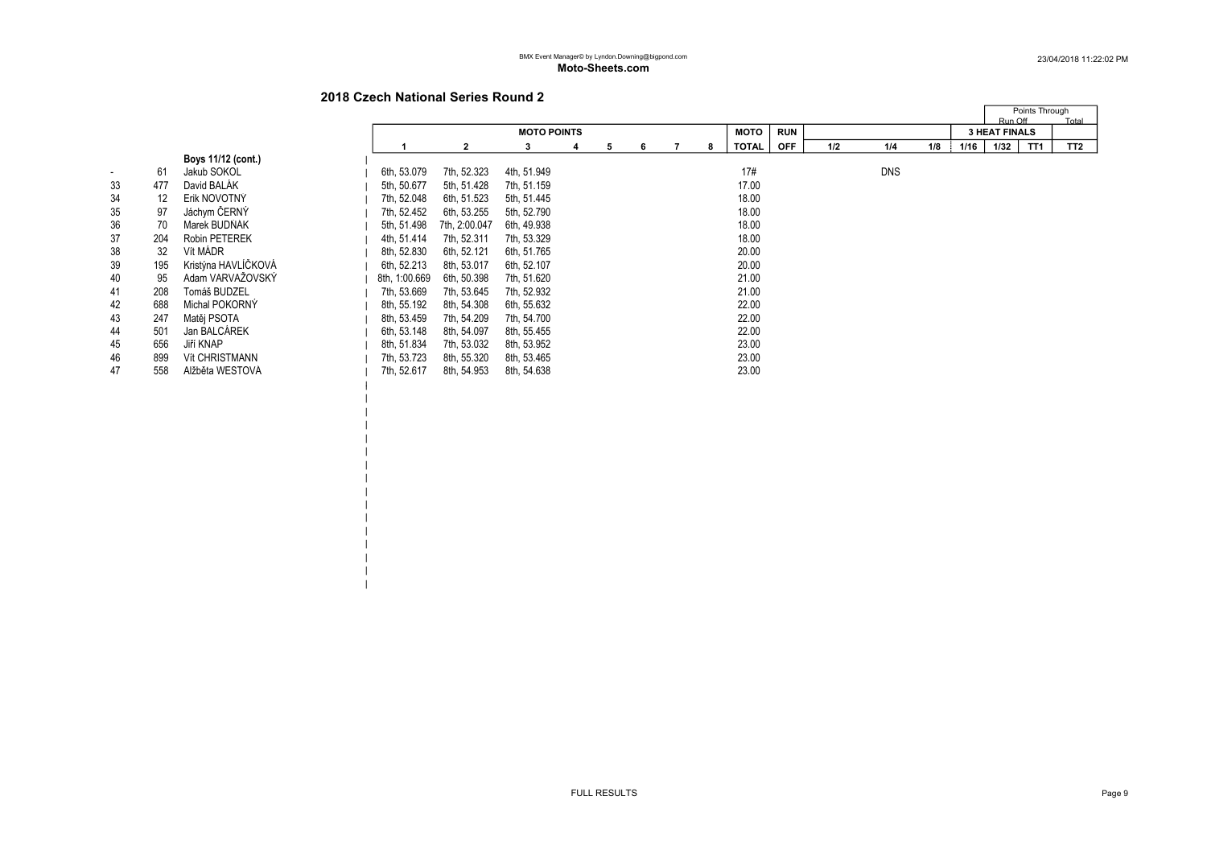## 2018 Czech National Series Round 2

| | | | MOTO POINTS | | | | | | | | MOTO | RUN | | | | 3 HEAT FINALS | | | Points Through Run Off Total |
|---|---|---|---|---|---|---|---|---|---|---|---|---|---|---|---|---|---|---|---|
| | | | 1 | 2 | 3 | 4 | 5 | 6 | 7 | 8 | TOTAL | OFF | 1/2 | 1/4 | 1/8 | 1/16 | 1/32 | TT1 | TT2 |
| | | **Boys 11/12 (cont.)** | | | | | | | | | | | | | | | | | |
| - | 61 | Jakub SOKOL | 6th, 53.079 | 7th, 52.323 | 4th, 51.949 | | | | | | 17# | | | DNS | | | | | |
| 33 | 477 | David BALÁK | 5th, 50.677 | 5th, 51.428 | 7th, 51.159 | | | | | | 17.00 | | | | | | | | |
| 34 | 12 | Erik NOVOTNÝ | 7th, 52.048 | 6th, 51.523 | 5th, 51.445 | | | | | | 18.00 | | | | | | | | |
| 35 | 97 | Jáchym ČERNÝ | 7th, 52.452 | 6th, 53.255 | 5th, 52.790 | | | | | | 18.00 | | | | | | | | |
| 36 | 70 | Marek BUDNÁK | 5th, 51.498 | 7th, 2:00.047 | 6th, 49.938 | | | | | | 18.00 | | | | | | | | |
| 37 | 204 | Robin PETEREK | 4th, 51.414 | 7th, 52.311 | 7th, 53.329 | | | | | | 18.00 | | | | | | | | |
| 38 | 32 | Vít MÁDR | 8th, 52.830 | 6th, 52.121 | 6th, 51.765 | | | | | | 20.00 | | | | | | | | |
| 39 | 195 | Kristýna HAVLÍČKOVÁ | 6th, 52.213 | 8th, 53.017 | 6th, 52.107 | | | | | | 20.00 | | | | | | | | |
| 40 | 95 | Adam VARVAŽOVSKÝ | 8th, 1:00.669 | 6th, 50.398 | 7th, 51.620 | | | | | | 21.00 | | | | | | | | |
| 41 | 208 | Tomáš BUDZEL | 7th, 53.669 | 7th, 53.645 | 7th, 52.932 | | | | | | 21.00 | | | | | | | | |
| 42 | 688 | Michal POKORNÝ | 8th, 55.192 | 8th, 54.308 | 6th, 55.632 | | | | | | 22.00 | | | | | | | | |
| 43 | 247 | Matěj PSOTA | 8th, 53.459 | 7th, 54.209 | 7th, 54.700 | | | | | | 22.00 | | | | | | | | |
| 44 | 501 | Jan BALCÁREK | 6th, 53.148 | 8th, 54.097 | 8th, 55.455 | | | | | | 22.00 | | | | | | | | |
| 45 | 656 | Jiří KNAP | 8th, 51.834 | 7th, 53.032 | 8th, 53.952 | | | | | | 23.00 | | | | | | | | |
| 46 | 899 | Vít CHRISTMANN | 7th, 53.723 | 8th, 55.320 | 8th, 53.465 | | | | | | 23.00 | | | | | | | | |
| 47 | 558 | Alžběta WESTOVÁ | 7th, 52.617 | 8th, 54.953 | 8th, 54.638 | | | | | | 23.00 | | | | | | | | |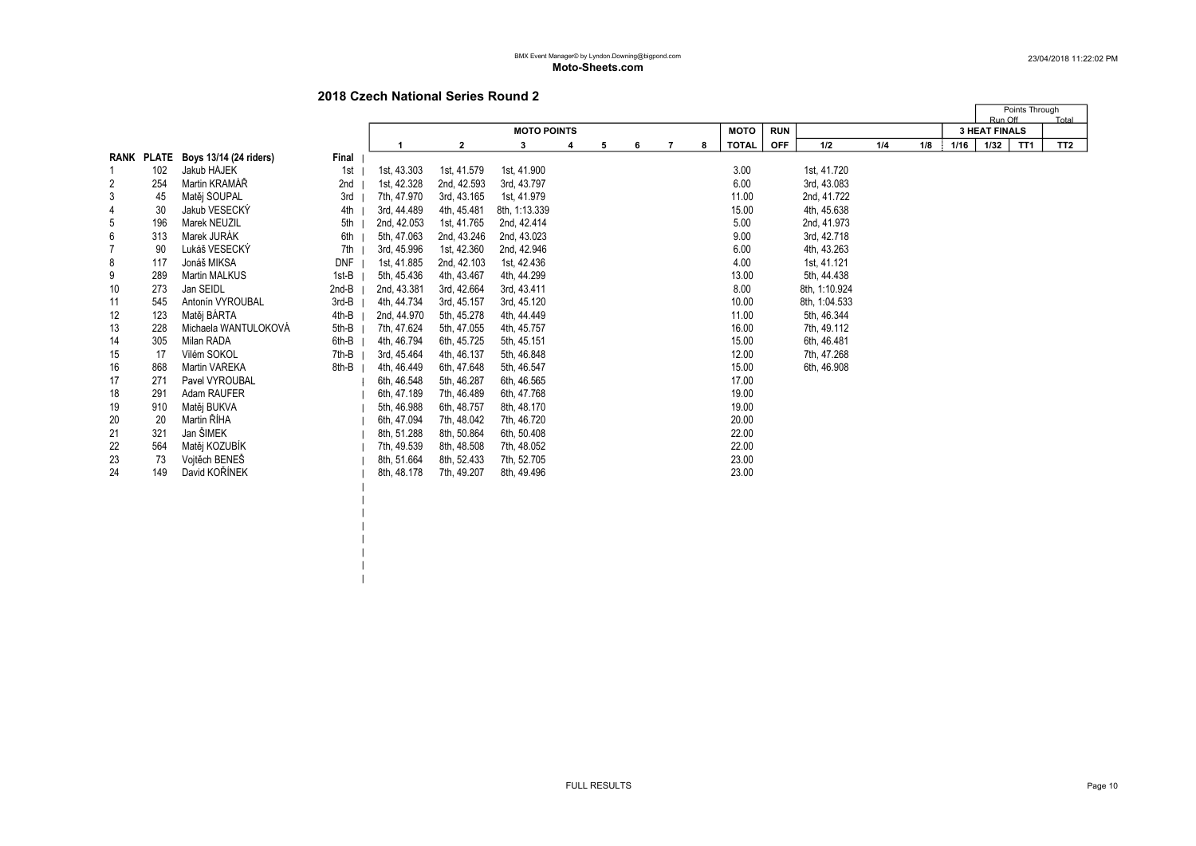BMX Event Manager© by Lyndon.Downing@bigpond.com

**Moto-Sheets.com**

23/04/2018 11:22:02 PM

## 2018 Czech National Series Round 2

| RANK | PLATE | Boys 13/14 (24 riders) | Final | MOTO POINTS 1 | 2 | 3 | 4 | 5 | 6 | 7 | 8 | MOTO TOTAL | RUN OFF | 1/2 | 1/4 | 1/8 | 1/16 | 1/32 (3 HEAT FINALS, Points Through Run Off) | TT1 | TT2 (Total) |
|---|---|---|---|---|---|---|---|---|---|---|---|---|---|---|---|---|---|---|---|---|
| 1 | 102 | Jakub HÁJEK | 1st | 1st, 43.303 | 1st, 41.579 | 1st, 41.900 | | | | | | 3.00 | | 1st, 41.720 | | | | | | |
| 2 | 254 | Martin KRAMÁŘ | 2nd | 1st, 42.328 | 2nd, 42.593 | 3rd, 43.797 | | | | | | 6.00 | | 3rd, 43.083 | | | | | | |
| 3 | 45 | Matěj ŠOUPAL | 3rd | 7th, 47.970 | 3rd, 43.165 | 1st, 41.979 | | | | | | 11.00 | | 2nd, 41.722 | | | | | | |
| 4 | 30 | Jakub VESECKÝ | 4th | 3rd, 44.489 | 4th, 45.481 | 8th, 1:13.339 | | | | | | 15.00 | | 4th, 45.638 | | | | | | |
| 5 | 196 | Marek NEUZIL | 5th | 2nd, 42.053 | 1st, 41.765 | 2nd, 42.414 | | | | | | 5.00 | | 2nd, 41.973 | | | | | | |
| 6 | 313 | Marek JURÁK | 6th | 5th, 47.063 | 2nd, 43.246 | 2nd, 43.023 | | | | | | 9.00 | | 3rd, 42.718 | | | | | | |
| 7 | 90 | Lukáš VESECKÝ | 7th | 3rd, 45.996 | 1st, 42.360 | 2nd, 42.946 | | | | | | 6.00 | | 4th, 43.263 | | | | | | |
| 8 | 117 | Jonáš MIKSA | DNF | 1st, 41.885 | 2nd, 42.103 | 1st, 42.436 | | | | | | 4.00 | | 1st, 41.121 | | | | | | |
| 9 | 289 | Martin MALKUS | 1st-B | 5th, 45.436 | 4th, 43.467 | 4th, 44.299 | | | | | | 13.00 | | 5th, 44.438 | | | | | | |
| 10 | 273 | Jan SEIDL | 2nd-B | 2nd, 43.381 | 3rd, 42.664 | 3rd, 43.411 | | | | | | 8.00 | | 8th, 1:10.924 | | | | | | |
| 11 | 545 | Antonín VYROUBAL | 3rd-B | 4th, 44.734 | 3rd, 45.157 | 3rd, 45.120 | | | | | | 10.00 | | 8th, 1:04.533 | | | | | | |
| 12 | 123 | Matěj BÁRTA | 4th-B | 2nd, 44.970 | 5th, 45.278 | 4th, 44.449 | | | | | | 11.00 | | 5th, 46.344 | | | | | | |
| 13 | 228 | Michaela WANTULOKOVÁ | 5th-B | 7th, 47.624 | 5th, 47.055 | 4th, 45.757 | | | | | | 16.00 | | 7th, 49.112 | | | | | | |
| 14 | 305 | Milan RADA | 6th-B | 4th, 46.794 | 6th, 45.725 | 5th, 45.151 | | | | | | 15.00 | | 6th, 46.481 | | | | | | |
| 15 | 17 | Vilém SOKOL | 7th-B | 3rd, 45.464 | 4th, 46.137 | 5th, 46.848 | | | | | | 12.00 | | 7th, 47.268 | | | | | | |
| 16 | 868 | Martin VAREKA | 8th-B | 4th, 46.449 | 6th, 47.648 | 5th, 46.547 | | | | | | 15.00 | | 6th, 46.908 | | | | | | |
| 17 | 271 | Pavel VYROUBAL | | 6th, 46.548 | 5th, 46.287 | 6th, 46.565 | | | | | | 17.00 | | | | | | | | |
| 18 | 291 | Adam RAUFER | | 6th, 47.189 | 7th, 46.489 | 6th, 47.768 | | | | | | 19.00 | | | | | | | | |
| 19 | 910 | Matěj BUKVA | | 5th, 46.988 | 6th, 48.757 | 8th, 48.170 | | | | | | 19.00 | | | | | | | | |
| 20 | 20 | Martin ŘÍHA | | 6th, 47.094 | 7th, 48.042 | 7th, 46.720 | | | | | | 20.00 | | | | | | | | |
| 21 | 321 | Jan ŠIMEK | | 8th, 51.288 | 8th, 50.864 | 6th, 50.408 | | | | | | 22.00 | | | | | | | | |
| 22 | 564 | Matěj KOZUBÍK | | 7th, 49.539 | 8th, 48.508 | 7th, 48.052 | | | | | | 22.00 | | | | | | | | |
| 23 | 73 | Vojtěch BENEŠ | | 8th, 51.664 | 8th, 52.433 | 7th, 52.705 | | | | | | 23.00 | | | | | | | | |
| 24 | 149 | David KOŘÍNEK | | 8th, 48.178 | 7th, 49.207 | 8th, 49.496 | | | | | | 23.00 | | | | | | | | |

FULL RESULTS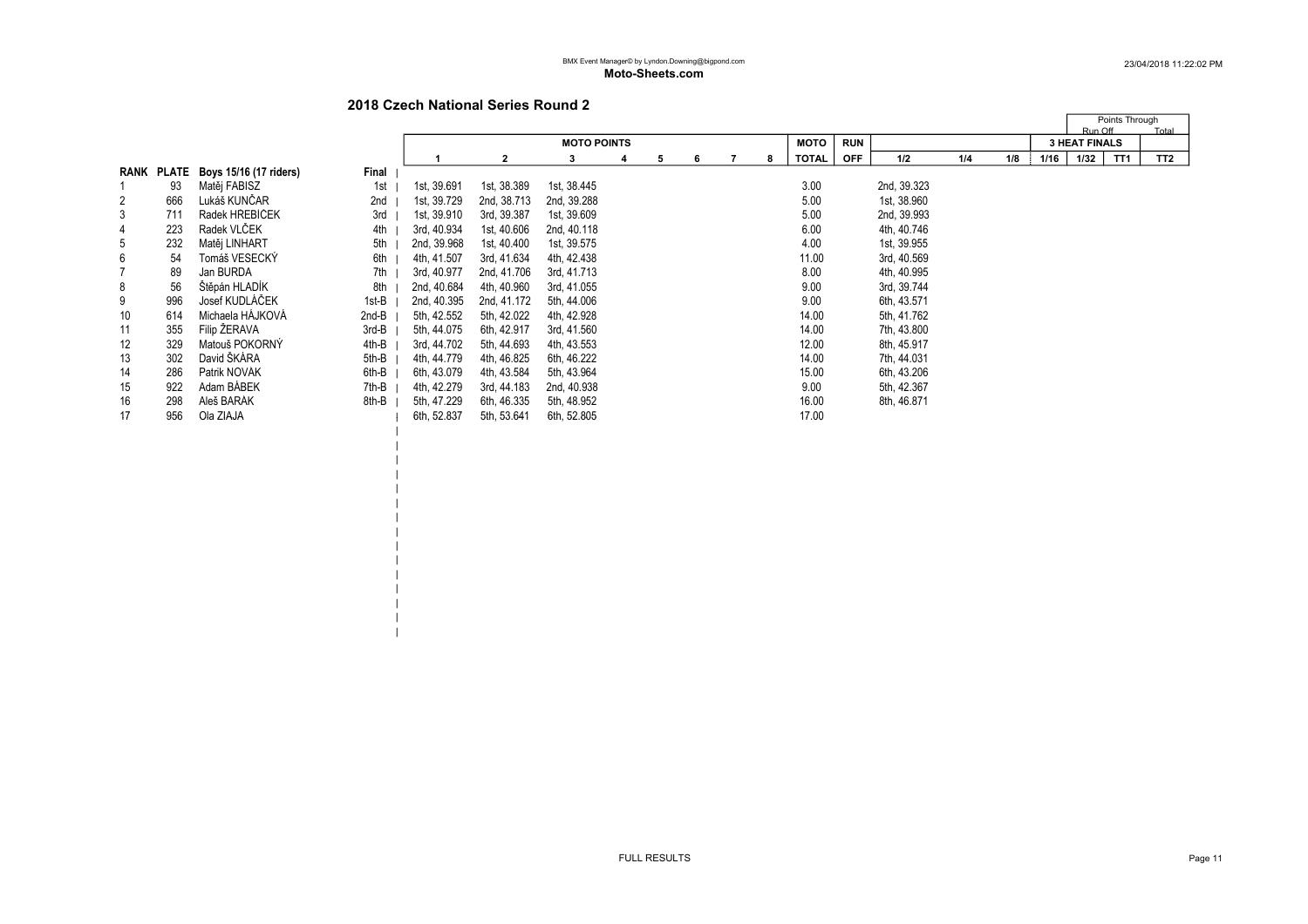BMX Event Manager© by Lyndon.Downing@bigpond.com
**Moto-Sheets.com**

23/04/2018 11:22:02 PM

## 2018 Czech National Series Round 2

| RANK | PLATE | Boys 15/16 (17 riders) | Final | MOTO POINTS 1 | 2 | 3 | 4 | 5 | 6 | 7 | 8 | MOTO TOTAL | RUN OFF | 1/2 | 1/4 | 1/8 | 1/16 | 3 HEAT FINALS 1/32 | TT1 | TT2 |
|---|---|---|---|---|---|---|---|---|---|---|---|---|---|---|---|---|---|---|---|---|
| 1 | 93 | Matěj FABISZ | 1st | 1st, 39.691 | 1st, 38.389 | 1st, 38.445 | | | | | | 3.00 | | 2nd, 39.323 | | | | | | |
| 2 | 666 | Lukáš KUNČAR | 2nd | 1st, 39.729 | 2nd, 38.713 | 2nd, 39.288 | | | | | | 5.00 | | 1st, 38.960 | | | | | | |
| 3 | 711 | Radek HREBICEK | 3rd | 1st, 39.910 | 3rd, 39.387 | 1st, 39.609 | | | | | | 5.00 | | 2nd, 39.993 | | | | | | |
| 4 | 223 | Radek VLČEK | 4th | 3rd, 40.934 | 1st, 40.606 | 2nd, 40.118 | | | | | | 6.00 | | 4th, 40.746 | | | | | | |
| 5 | 232 | Matěj LINHART | 5th | 2nd, 39.968 | 1st, 40.400 | 1st, 39.575 | | | | | | 4.00 | | 1st, 39.955 | | | | | | |
| 6 | 54 | Tomáš VESECKÝ | 6th | 4th, 41.507 | 3rd, 41.634 | 4th, 42.438 | | | | | | 11.00 | | 3rd, 40.569 | | | | | | |
| 7 | 89 | Jan BURDA | 7th | 3rd, 40.977 | 2nd, 41.706 | 3rd, 41.713 | | | | | | 8.00 | | 4th, 40.995 | | | | | | |
| 8 | 56 | Štěpán HLADÍK | 8th | 2nd, 40.684 | 4th, 40.960 | 3rd, 41.055 | | | | | | 9.00 | | 3rd, 39.744 | | | | | | |
| 9 | 996 | Josef KUDLÁČEK | 1st-B | 2nd, 40.395 | 2nd, 41.172 | 5th, 44.006 | | | | | | 9.00 | | 6th, 43.571 | | | | | | |
| 10 | 614 | Michaela HÁJKOVÁ | 2nd-B | 5th, 42.552 | 5th, 42.022 | 4th, 42.928 | | | | | | 14.00 | | 5th, 41.762 | | | | | | |
| 11 | 355 | Filip ŽERAVA | 3rd-B | 5th, 44.075 | 6th, 42.917 | 3rd, 41.560 | | | | | | 14.00 | | 7th, 43.800 | | | | | | |
| 12 | 329 | Matouš POKORNÝ | 4th-B | 3rd, 44.702 | 5th, 44.693 | 4th, 43.553 | | | | | | 12.00 | | 8th, 45.917 | | | | | | |
| 13 | 302 | David ŠKÁRA | 5th-B | 4th, 44.779 | 4th, 46.825 | 6th, 46.222 | | | | | | 14.00 | | 7th, 44.031 | | | | | | |
| 14 | 286 | Patrik NOVAK | 6th-B | 6th, 43.079 | 4th, 43.584 | 5th, 43.964 | | | | | | 15.00 | | 6th, 43.206 | | | | | | |
| 15 | 922 | Adam BÁBEK | 7th-B | 4th, 42.279 | 3rd, 44.183 | 2nd, 40.938 | | | | | | 9.00 | | 5th, 42.367 | | | | | | |
| 16 | 298 | Aleš BARAK | 8th-B | 5th, 47.229 | 6th, 46.335 | 5th, 48.952 | | | | | | 16.00 | | 8th, 46.871 | | | | | | |
| 17 | 956 | Ola ZIAJA | | 6th, 52.837 | 5th, 53.641 | 6th, 52.805 | | | | | | 17.00 | | | | | | | | |

Points Through: Run Off / Total

FULL RESULTS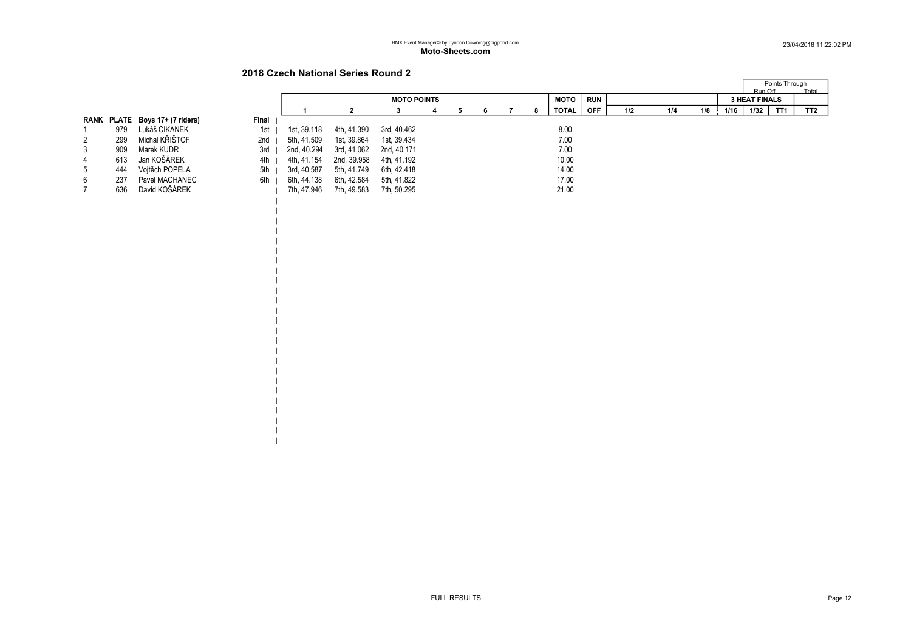BMX Event Manager© by Lyndon.Downing@bigpond.com
**Moto-Sheets.com**

## 2018 Czech National Series Round 2

| RANK | PLATE | Boys 17+ (7 riders) | Final | MOTO POINTS 1 | 2 | 3 | 4 | 5 | 6 | 7 | 8 | MOTO TOTAL | RUN OFF | 1/2 | 1/4 | 1/8 | 1/16 | 1/32 | TT1 | TT2 |
|---|---|---|---|---|---|---|---|---|---|---|---|---|---|---|---|---|---|---|---|---|
| 1 | 979 | Lukáš CIKÁNEK | 1st | 1st, 39.118 | 4th, 41.390 | 3rd, 40.462 | | | | | | 8.00 | | | | | | | | |
| 2 | 299 | Michal KŘIŠTOF | 2nd | 5th, 41.509 | 1st, 39.864 | 1st, 39.434 | | | | | | 7.00 | | | | | | | | |
| 3 | 909 | Marek KUDR | 3rd | 2nd, 40.294 | 3rd, 41.062 | 2nd, 40.171 | | | | | | 7.00 | | | | | | | | |
| 4 | 613 | Jan KOŠÁREK | 4th | 4th, 41.154 | 2nd, 39.958 | 4th, 41.192 | | | | | | 10.00 | | | | | | | | |
| 5 | 444 | Vojtěch POPELA | 5th | 3rd, 40.587 | 5th, 41.749 | 6th, 42.418 | | | | | | 14.00 | | | | | | | | |
| 6 | 237 | Pavel MACHANEC | 6th | 6th, 44.138 | 6th, 42.584 | 5th, 41.822 | | | | | | 17.00 | | | | | | | | |
| 7 | 636 | David KOŠÁREK | | 7th, 47.946 | 7th, 49.583 | 7th, 50.295 | | | | | | 21.00 | | | | | | | | |

3 HEAT FINALS — Points Through: Run Off / Total

FULL RESULTS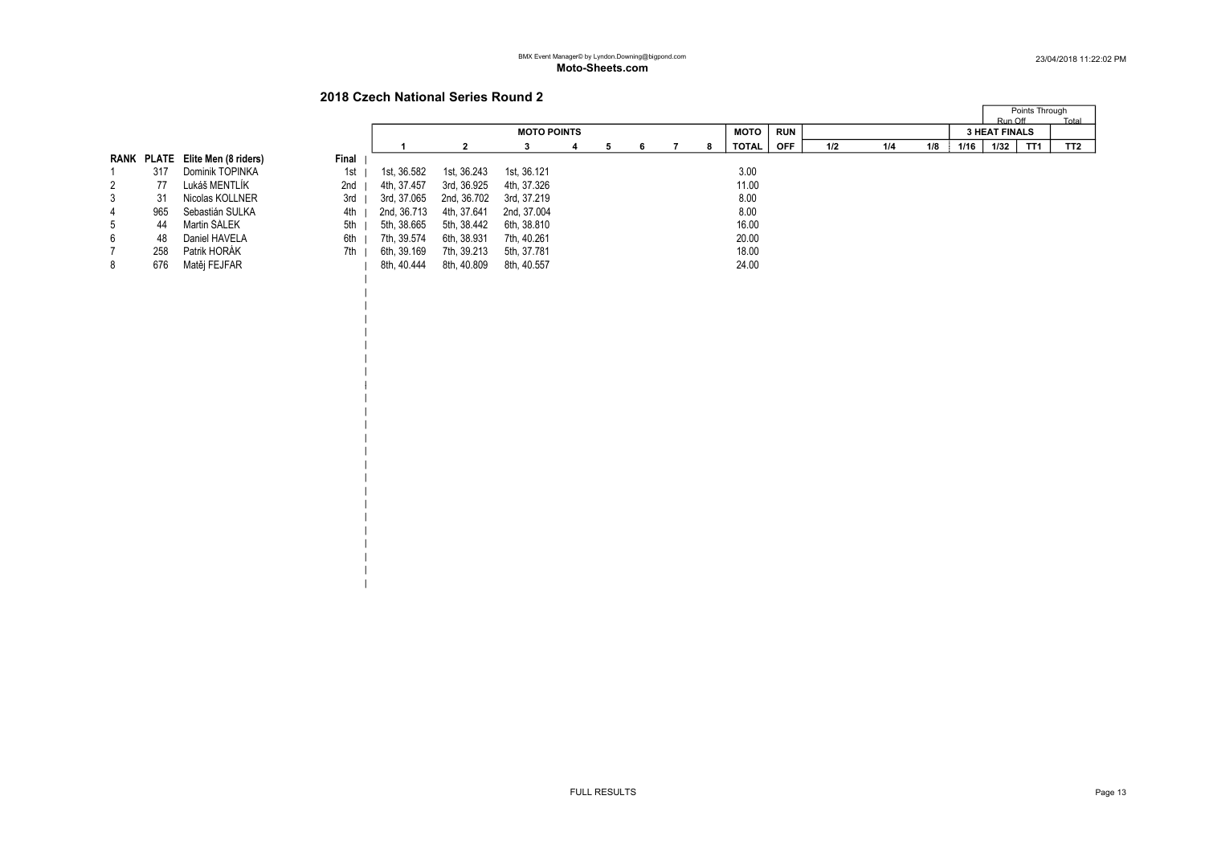BMX Event Manager© by Lyndon.Downing@bigpond.com
**Moto-Sheets.com**

23/04/2018 11:22:02 PM

## 2018 Czech National Series Round 2

| RANK | PLATE | Elite Men (8 riders) | Final | MOTO POINTS 1 | 2 | 3 | 4 | 5 | 6 | 7 | 8 | MOTO TOTAL | RUN OFF | 1/2 | 1/4 | 1/8 | 1/16 | 1/32 | 3 HEAT FINALS TT1 | Points Through Run Off / Total TT2 |
|---|---|---|---|---|---|---|---|---|---|---|---|---|---|---|---|---|---|---|---|---|
| 1 | 317 | Dominik TOPINKA | 1st | 1st, 36.582 | 1st, 36.243 | 1st, 36.121 | | | | | | 3.00 | | | | | | | | |
| 2 | 77 | Lukáš MENTLÍK | 2nd | 4th, 37.457 | 3rd, 36.925 | 4th, 37.326 | | | | | | 11.00 | | | | | | | | |
| 3 | 31 | Nicolas KOLLNER | 3rd | 3rd, 37.065 | 2nd, 36.702 | 3rd, 37.219 | | | | | | 8.00 | | | | | | | | |
| 4 | 965 | Sebastián SULKA | 4th | 2nd, 36.713 | 4th, 37.641 | 2nd, 37.004 | | | | | | 8.00 | | | | | | | | |
| 5 | 44 | Martin SALEK | 5th | 5th, 38.665 | 5th, 38.442 | 6th, 38.810 | | | | | | 16.00 | | | | | | | | |
| 6 | 48 | Daniel HAVELA | 6th | 7th, 39.574 | 6th, 38.931 | 7th, 40.261 | | | | | | 20.00 | | | | | | | | |
| 7 | 258 | Patrik HORÁK | 7th | 6th, 39.169 | 7th, 39.213 | 5th, 37.781 | | | | | | 18.00 | | | | | | | | |
| 8 | 676 | Matěj FEJFAR | | 8th, 40.444 | 8th, 40.809 | 8th, 40.557 | | | | | | 24.00 | | | | | | | | |

FULL RESULTS